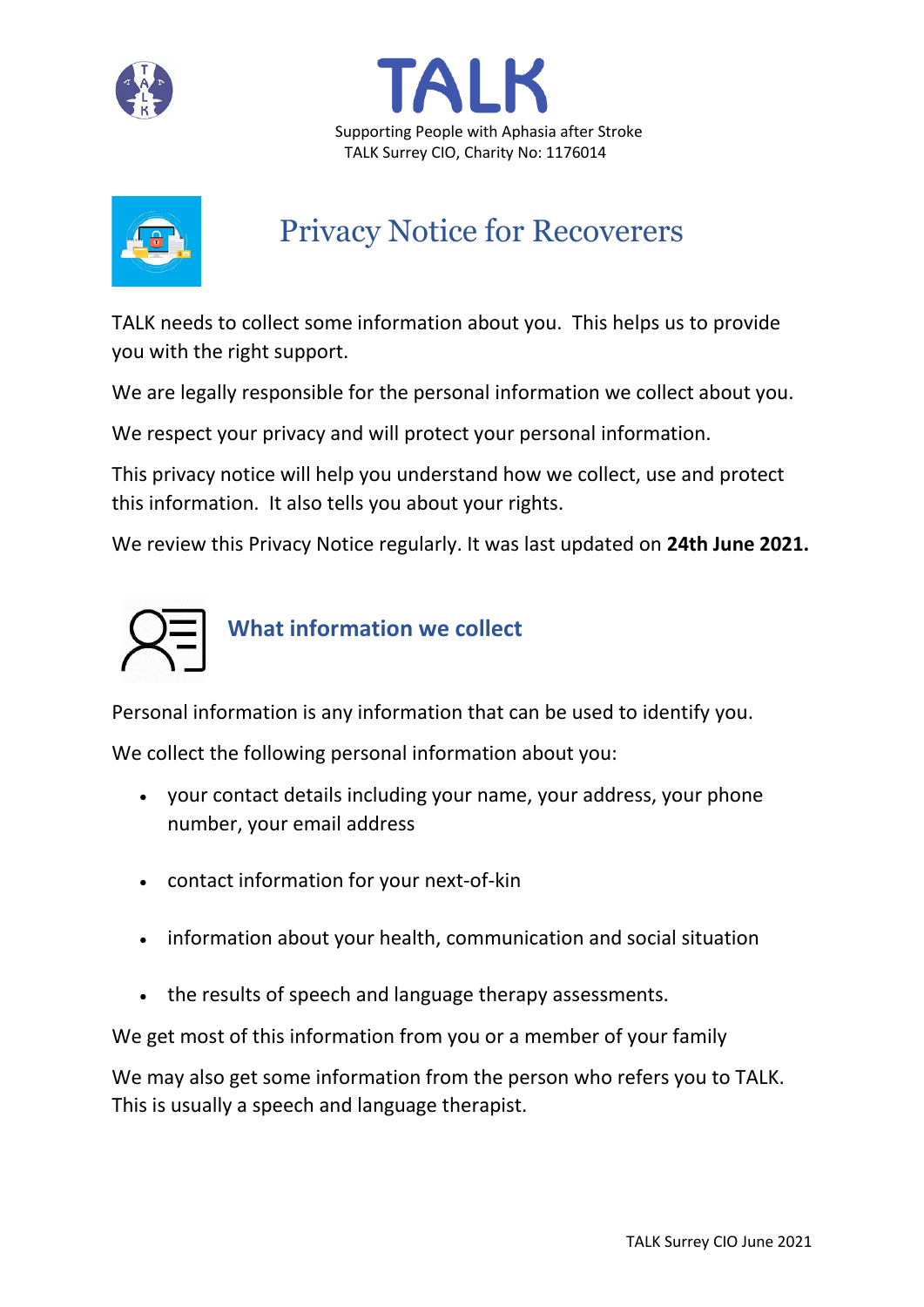# TALK

Supporting People with Aphasia after Stroke

TALK Surrey CIO, Charity No: 1176014

# Privacy Notice for Recoverers

TALK needs to collect some information about you. This helps us to provide you with the right support.

We are legally responsible for the personal information we collect about you.

We respect your privacy and will protect your personal information.

This privacy notice will help you understand how we collect, use and protect this information. It also tells you about your rights.

We review this Privacy Notice regularly. It was last updated on **24th June 2021.**

## What information we collect

Personal information is any information that can be used to identify you.

We collect the following personal information about you:

- your contact details including your name, your address, your phone number, your email address
- contact information for your next-of-kin
- information about your health, communication and social situation
- the results of speech and language therapy assessments.

We get most of this information from you or a member of your family

We may also get some information from the person who refers you to TALK. This is usually a speech and language therapist.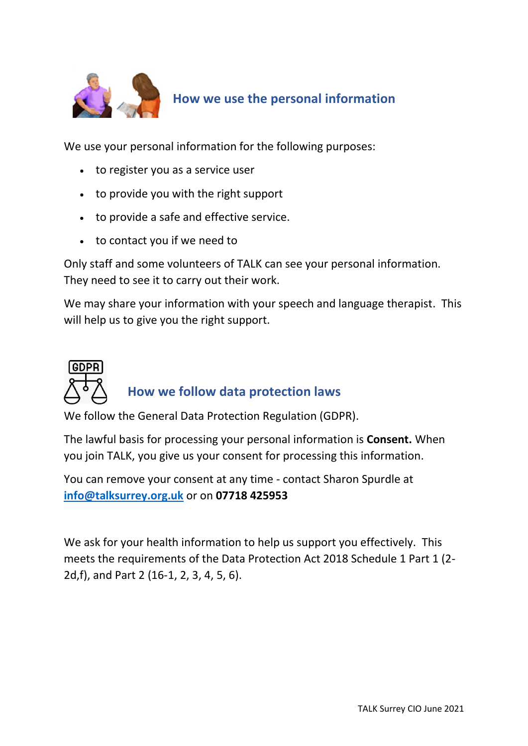## How we use the personal information

We use your personal information for the following purposes:

- to register you as a service user
- to provide you with the right support
- to provide a safe and effective service.
- to contact you if we need to

Only staff and some volunteers of TALK can see your personal information. They need to see it to carry out their work.

We may share your information with your speech and language therapist. This will help us to give you the right support.

## How we follow data protection laws

We follow the General Data Protection Regulation (GDPR).

The lawful basis for processing your personal information is **Consent.** When you join TALK, you give us your consent for processing this information.

You can remove your consent at any time - contact Sharon Spurdle at **info@talksurrey.org.uk** or on **07718 425953**

We ask for your health information to help us support you effectively. This meets the requirements of the Data Protection Act 2018 Schedule 1 Part 1 (2-2d,f), and Part 2 (16-1, 2, 3, 4, 5, 6).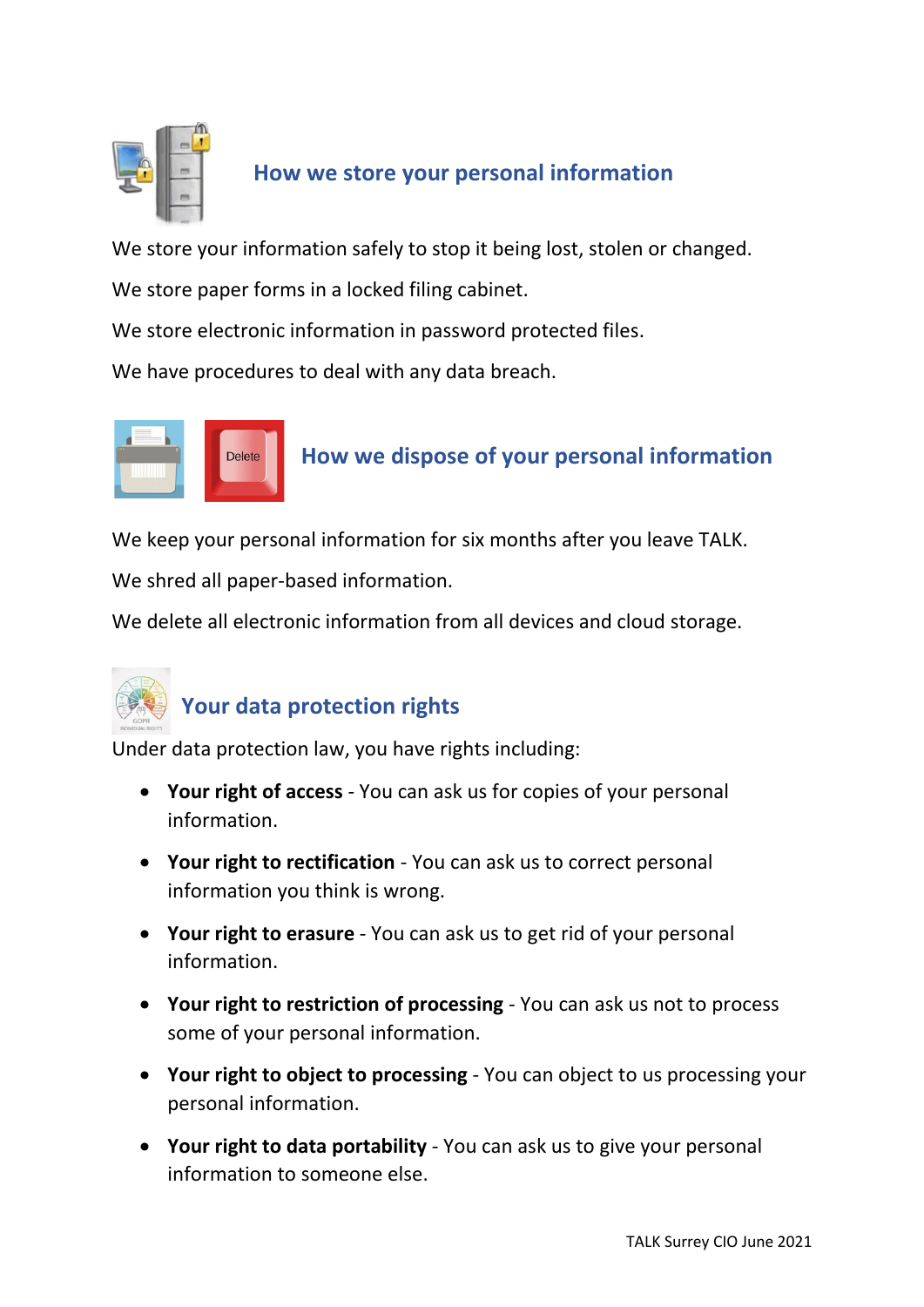## How we store your personal information

We store your information safely to stop it being lost, stolen or changed.

We store paper forms in a locked filing cabinet.

We store electronic information in password protected files.

We have procedures to deal with any data breach.

## How we dispose of your personal information

We keep your personal information for six months after you leave TALK.

We shred all paper-based information.

We delete all electronic information from all devices and cloud storage.

## Your data protection rights

Under data protection law, you have rights including:

- **Your right of access** - You can ask us for copies of your personal information.
- **Your right to rectification** - You can ask us to correct personal information you think is wrong.
- **Your right to erasure** - You can ask us to get rid of your personal information.
- **Your right to restriction of processing** - You can ask us not to process some of your personal information.
- **Your right to object to processing** - You can object to us processing your personal information.
- **Your right to data portability** - You can ask us to give your personal information to someone else.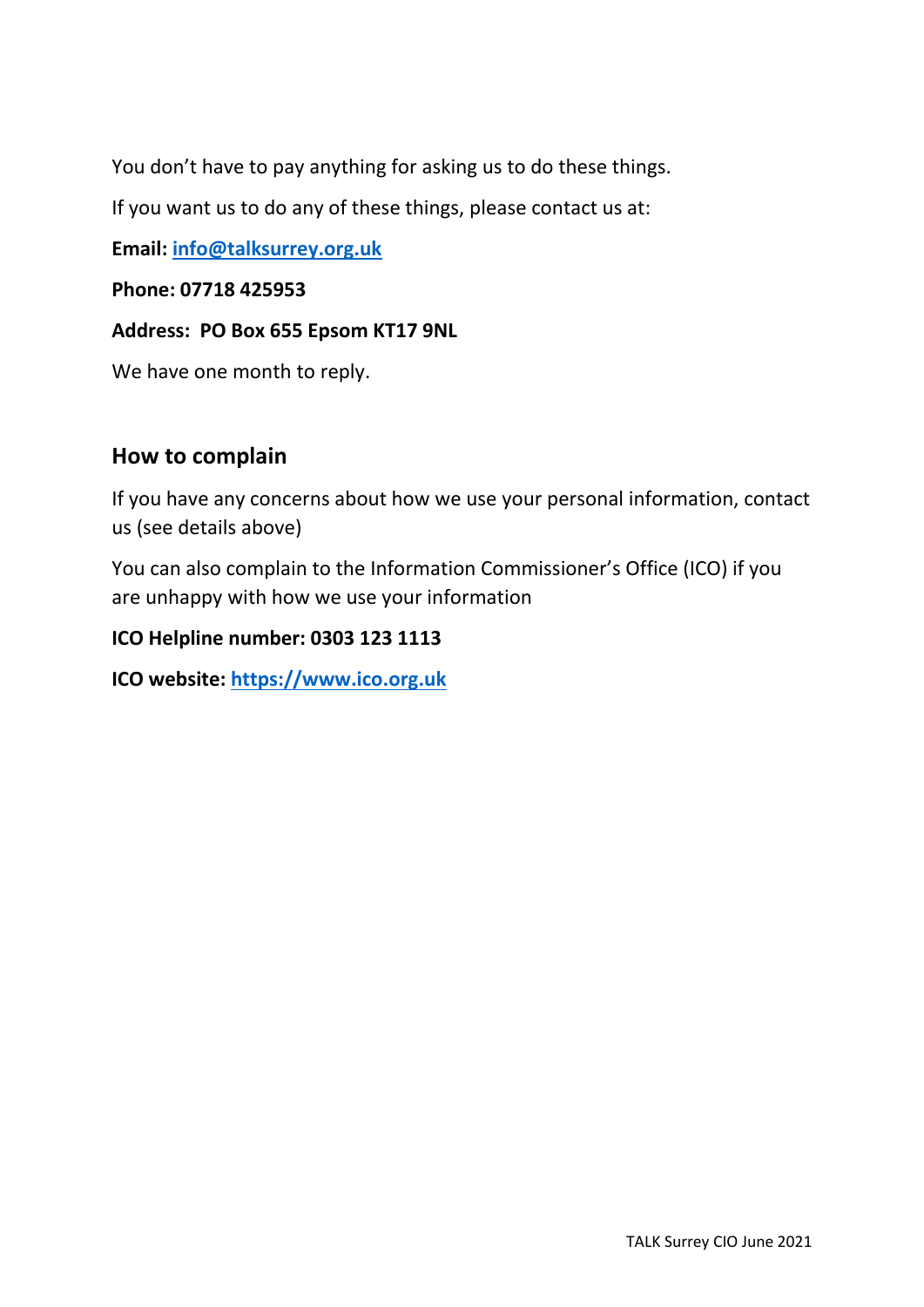You don't have to pay anything for asking us to do these things.

If you want us to do any of these things, please contact us at:

**Email: info@talksurrey.org.uk**

**Phone: 07718 425953**

**Address: PO Box 655 Epsom KT17 9NL**

We have one month to reply.

## How to complain

If you have any concerns about how we use your personal information, contact us (see details above)

You can also complain to the Information Commissioner's Office (ICO) if you are unhappy with how we use your information

**ICO Helpline number: 0303 123 1113**

**ICO website: https://www.ico.org.uk**